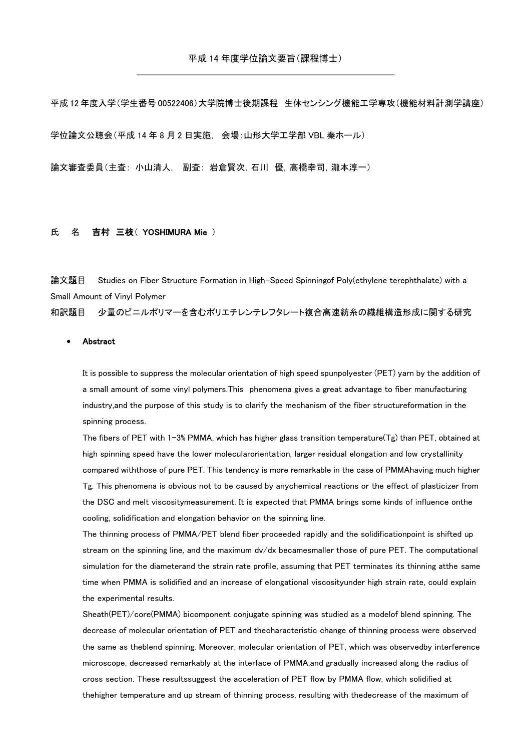平成 14 年度学位論文要旨(課程博士)

---

平成 12 年度入学(学生番号 00522406)大学院博士後期課程 生体センシング機能工学専攻(機能材料計測学講座)

学位論文公聴会(平成 14 年 8 月 2 日実施, 会場:山形大学工学部 VBL 秦ホール)

論文審査委員(主査: 小山清人, 副査: 岩倉賢次, 石川 優, 高橋幸司, 瀧本淳一)

氏 名 **吉村 三枝( YOSHIMURA Mie )**

論文題目 Studies on Fiber Structure Formation in High-Speed Spinningof Poly(ethylene terephthalate) with a Small Amount of Vinyl Polymer

和訳題目 少量のビニルポリマーを含むポリエチレンテレフタレート複合高速紡糸の繊維構造形成に関する研究

- **Abstract**

It is possible to suppress the molecular orientation of high speed spunpolyester (PET) yarn by the addition of a small amount of some vinyl polymers.This phenomena gives a great advantage to fiber manufacturing industry,and the purpose of this study is to clarify the mechanism of the fiber structureformation in the spinning process.

The fibers of PET with 1-3% PMMA, which has higher glass transition temperature(Tg) than PET, obtained at high spinning speed have the lower molecularorientation, larger residual elongation and low crystallinity compared withthose of pure PET. This tendency is more remarkable in the case of PMMAhaving much higher Tg. This phenomena is obvious not to be caused by anychemical reactions or the effect of plasticizer from the DSC and melt viscositymeasurement. It is expected that PMMA brings some kinds of influence onthe cooling, solidification and elongation behavior on the spinning line.

The thinning process of PMMA/PET blend fiber proceeded rapidly and the solidificationpoint is shifted up stream on the spinning line, and the maximum dv/dx becamesmaller those of pure PET. The computational simulation for the diameterand the strain rate profile, assuming that PET terminates its thinning atthe same time when PMMA is solidified and an increase of elongational viscosityunder high strain rate, could explain the experimental results.

Sheath(PET)/core(PMMA) bicomponent conjugate spinning was studied as a modelof blend spinning. The decrease of molecular orientation of PET and thecharacteristic change of thinning process were observed the same as theblend spinning. Moreover, molecular orientation of PET, which was observedby interference microscope, decreased remarkably at the interface of PMMA,and gradually increased along the radius of cross section. These resultssuggest the acceleration of PET flow by PMMA flow, which solidified at thehigher temperature and up stream of thinning process, resulting with thedecrease of the maximum of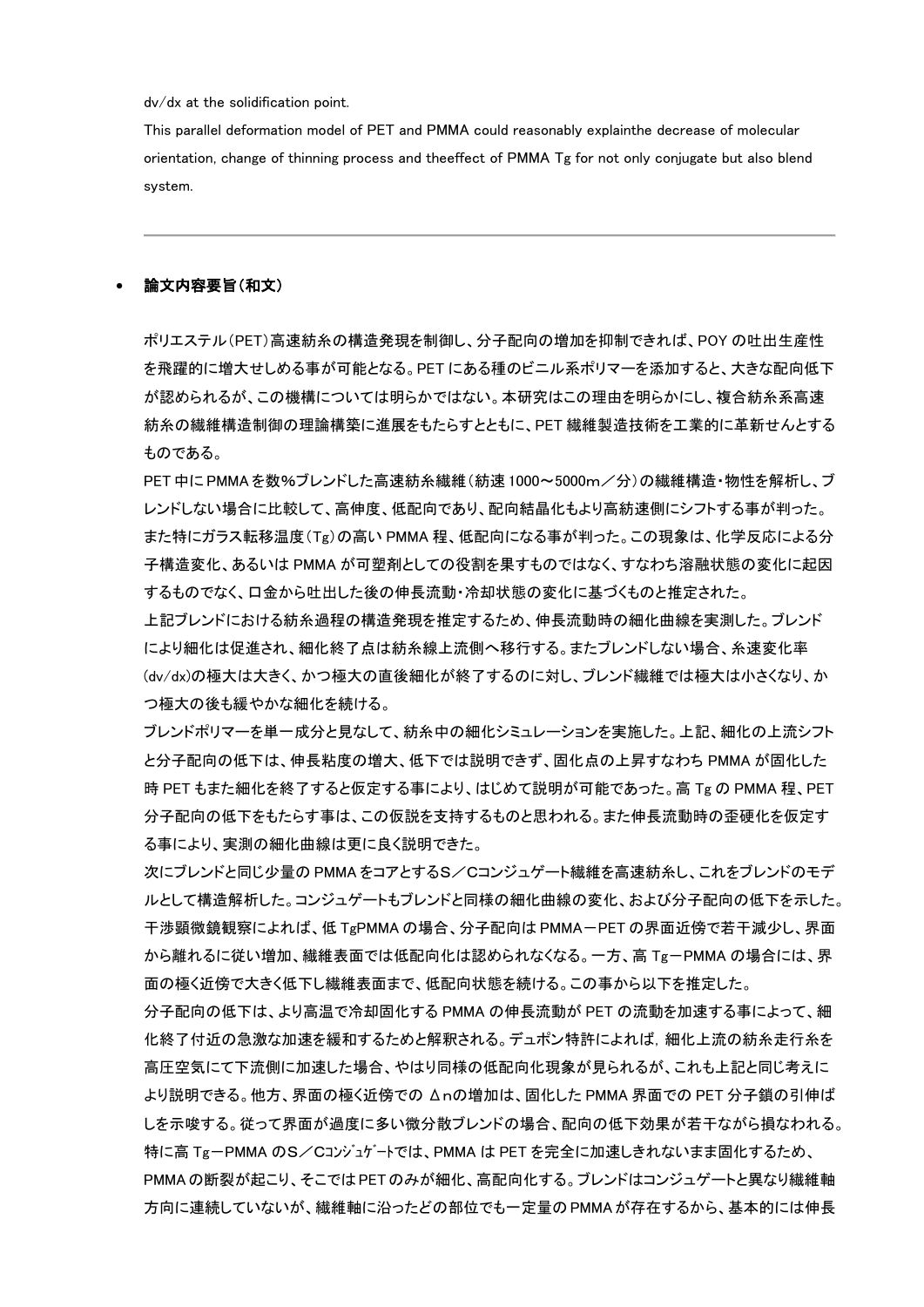dv/dx at the solidification point.

This parallel deformation model of PET and PMMA could reasonably explainthe decrease of molecular orientation, change of thinning process and theeffect of PMMA Tg for not only conjugate but also blend system.

---

- **論文内容要旨（和文）**

ポリエステル（PET）高速紡糸の構造発現を制御し、分子配向の増加を抑制できれば、POY の吐出生産性を飛躍的に増大せしめる事が可能となる。PET にある種のビニル系ポリマーを添加すると、大きな配向低下が認められるが、この機構については明らかではない。本研究はこの理由を明らかにし、複合紡糸系高速紡糸の繊維構造制御の理論構築に進展をもたらすとともに、PET 繊維製造技術を工業的に革新せんとするものである。

PET 中に PMMA を数％ブレンドした高速紡糸繊維（紡速 1000～5000m／分）の繊維構造・物性を解析し、ブレンドしない場合に比較して、高伸度、低配向であり、配向結晶化もより高紡速側にシフトする事が判った。また特にガラス転移温度（Tg）の高い PMMA 程、低配向になる事が判った。この現象は、化学反応による分子構造変化、あるいは PMMA が可塑剤としての役割を果すものではなく、すなわち溶融状態の変化に起因するものでなく、口金から吐出した後の伸長流動・冷却状態の変化に基づくものと推定された。

上記ブレンドにおける紡糸過程の構造発現を推定するため、伸長流動時の細化曲線を実測した。ブレンドにより細化は促進され、細化終了点は紡糸線上流側へ移行する。またブレンドしない場合、糸速変化率(dv/dx)の極大は大きく、かつ極大の直後細化が終了するのに対し、ブレンド繊維では極大は小さくなり、かつ極大の後も緩やかな細化を続ける。

ブレンドポリマーを単一成分と見なして、紡糸中の細化シミュレーションを実施した。上記、細化の上流シフトと分子配向の低下は、伸長粘度の増大、低下では説明できず、固化点の上昇すなわち PMMA が固化した時 PET もまた細化を終了すると仮定する事により、はじめて説明が可能であった。高 Tg の PMMA 程、PET 分子配向の低下をもたらす事は、この仮説を支持するものと思われる。また伸長流動時の歪硬化を仮定する事により、実測の細化曲線は更に良く説明できた。

次にブレンドと同じ少量の PMMA をコアとするS／Cコンジュゲート繊維を高速紡糸し、これをブレンドのモデルとして構造解析した。コンジュゲートもブレンドと同様の細化曲線の変化、および分子配向の低下を示した。干渉顕微鏡観察によれば、低 TgPMMA の場合、分子配向は PMMA－PET の界面近傍で若干減少し、界面から離れるに従い増加、繊維表面では低配向化は認められなくなる。一方、高 Tg－PMMA の場合には、界面の極く近傍で大きく低下し繊維表面まで、低配向状態を続ける。この事から以下を推定した。

分子配向の低下は、より高温で冷却固化する PMMA の伸長流動が PET の流動を加速する事によって、細化終了付近の急激な加速を緩和するためと解釈される。デュポン特許によれば，細化上流の紡糸走行糸を高圧空気にて下流側に加速した場合、やはり同様の低配向化現象が見られるが、これも上記と同じ考えにより説明できる。他方、界面の極く近傍での Δnの増加は、固化した PMMA 界面での PET 分子鎖の引伸ばしを示唆する。従って界面が過度に多い微分散ブレンドの場合、配向の低下効果が若干ながら損なわれる。特に高 Tg－PMMA のS／Cｺﾝｼﾞｭｹﾞｰﾄでは、PMMA は PET を完全に加速しきれないまま固化するため、PMMA の断裂が起こり、そこではPET のみが細化、高配向化する。ブレンドはコンジュゲートと異なり繊維軸方向に連続していないが、繊維軸に沿ったどの部位でも一定量の PMMA が存在するから、基本的には伸長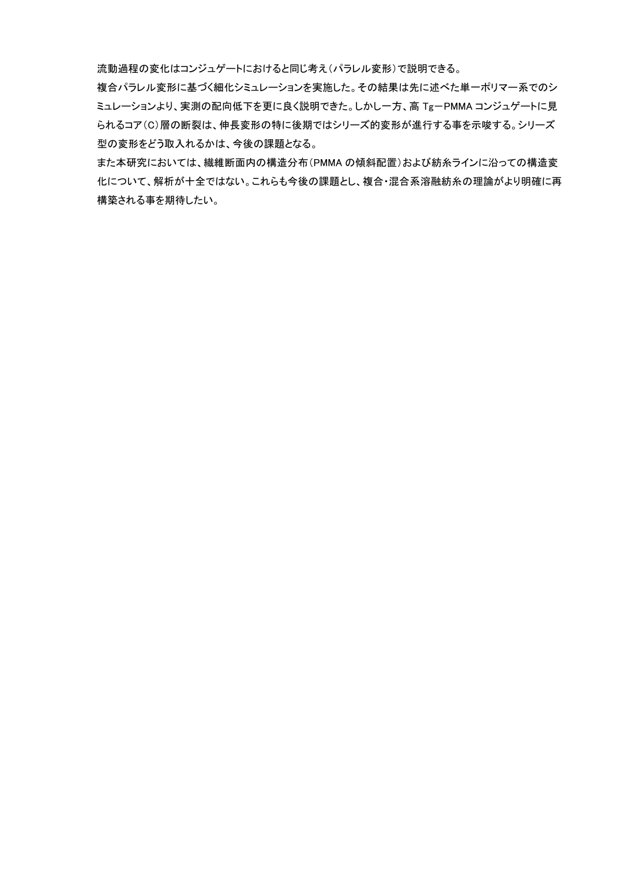流動過程の変化はコンジュゲートにおけると同じ考え（パラレル変形）で説明できる。

複合パラレル変形に基づく細化シミュレーションを実施した。その結果は先に述べた単一ポリマー系でのシミュレーションより、実測の配向低下を更に良く説明できた。しかし一方、高 Tg－PMMA コンジュゲートに見られるコア（C）層の断裂は、伸長変形の特に後期ではシリーズ的変形が進行する事を示唆する。シリーズ型の変形をどう取入れるかは、今後の課題となる。

また本研究においては、繊維断面内の構造分布（PMMA の傾斜配置）および紡糸ラインに沿っての構造変化について、解析が十全ではない。これらも今後の課題とし、複合・混合系溶融紡糸の理論がより明確に再構築される事を期待したい。